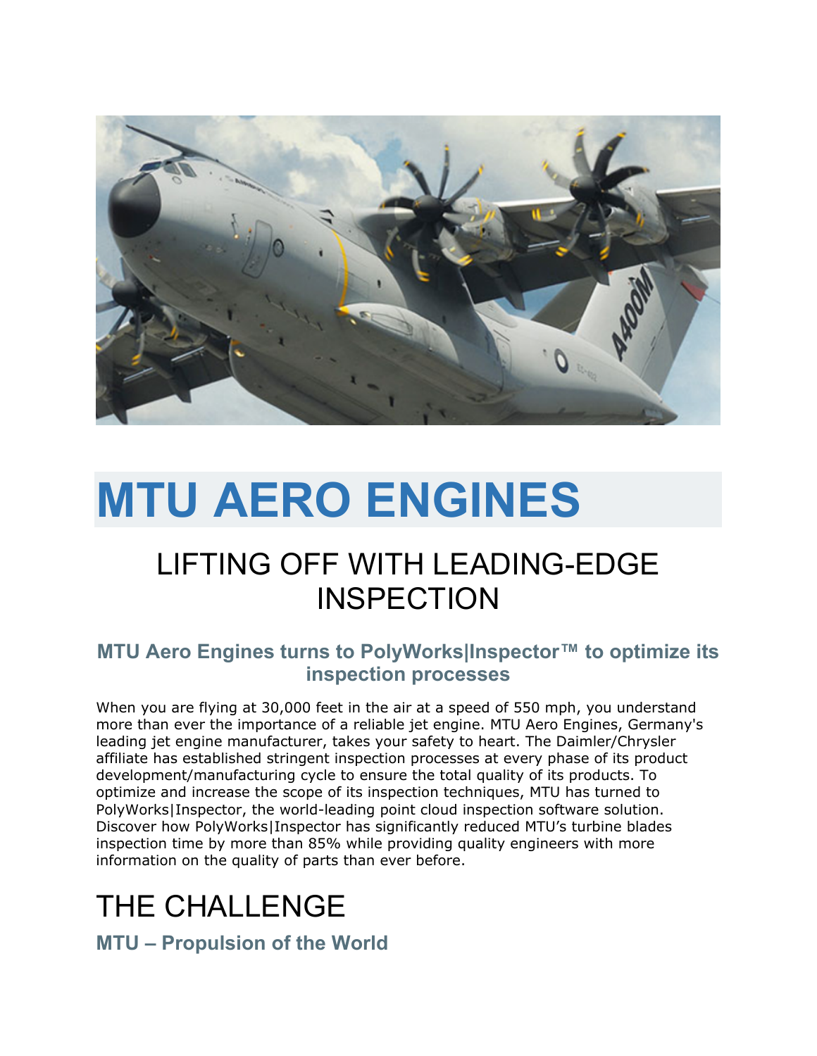# MTU AERO ENGINES

## LIFTING OFF WITH LEADING-EDGE INSPECTION

### MTU Aero Engines turns to PolyWorks|Inspector™ to optimize its inspection processes

When you are flying at 30,000 feet in the air at a speed of 550 mph, you understand more than ever the importance of a reliable jet engine. MTU Aero Engines, Germany's leading jet engine manufacturer, takes your safety to heart. The Daimler/Chrysler affiliate has established stringent inspection processes at every phase of its product development/manufacturing cycle to ensure the total quality of its products. To optimize and increase the scope of its inspection techniques, MTU has turned to PolyWorks|Inspector, the world-leading point cloud inspection software solution. Discover how PolyWorks|Inspector has significantly reduced MTU's turbine blades inspection time by more than 85% while providing quality engineers with more information on the quality of parts than ever before.

## THE CHALLENGE

### MTU – Propulsion of the World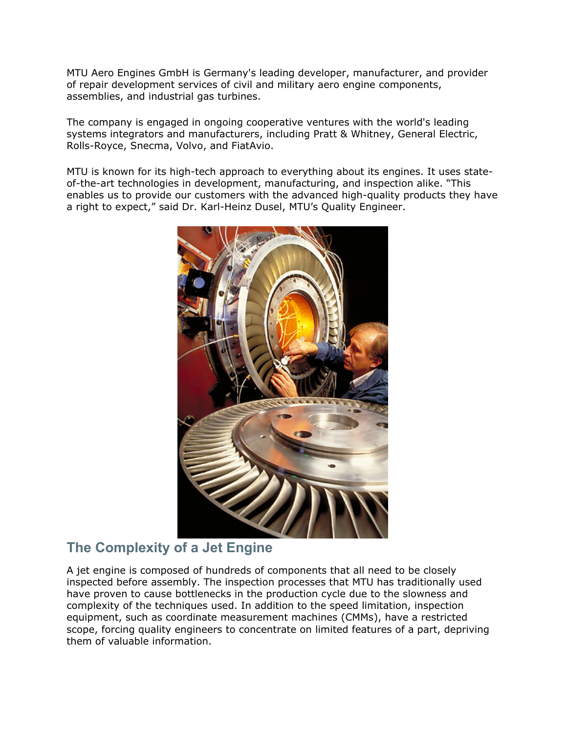MTU Aero Engines GmbH is Germany's leading developer, manufacturer, and provider of repair development services of civil and military aero engine components, assemblies, and industrial gas turbines.

The company is engaged in ongoing cooperative ventures with the world's leading systems integrators and manufacturers, including Pratt & Whitney, General Electric, Rolls-Royce, Snecma, Volvo, and FiatAvio.

MTU is known for its high-tech approach to everything about its engines. It uses state-of-the-art technologies in development, manufacturing, and inspection alike. "This enables us to provide our customers with the advanced high-quality products they have a right to expect," said Dr. Karl-Heinz Dusel, MTU's Quality Engineer.

## The Complexity of a Jet Engine

A jet engine is composed of hundreds of components that all need to be closely inspected before assembly. The inspection processes that MTU has traditionally used have proven to cause bottlenecks in the production cycle due to the slowness and complexity of the techniques used. In addition to the speed limitation, inspection equipment, such as coordinate measurement machines (CMMs), have a restricted scope, forcing quality engineers to concentrate on limited features of a part, depriving them of valuable information.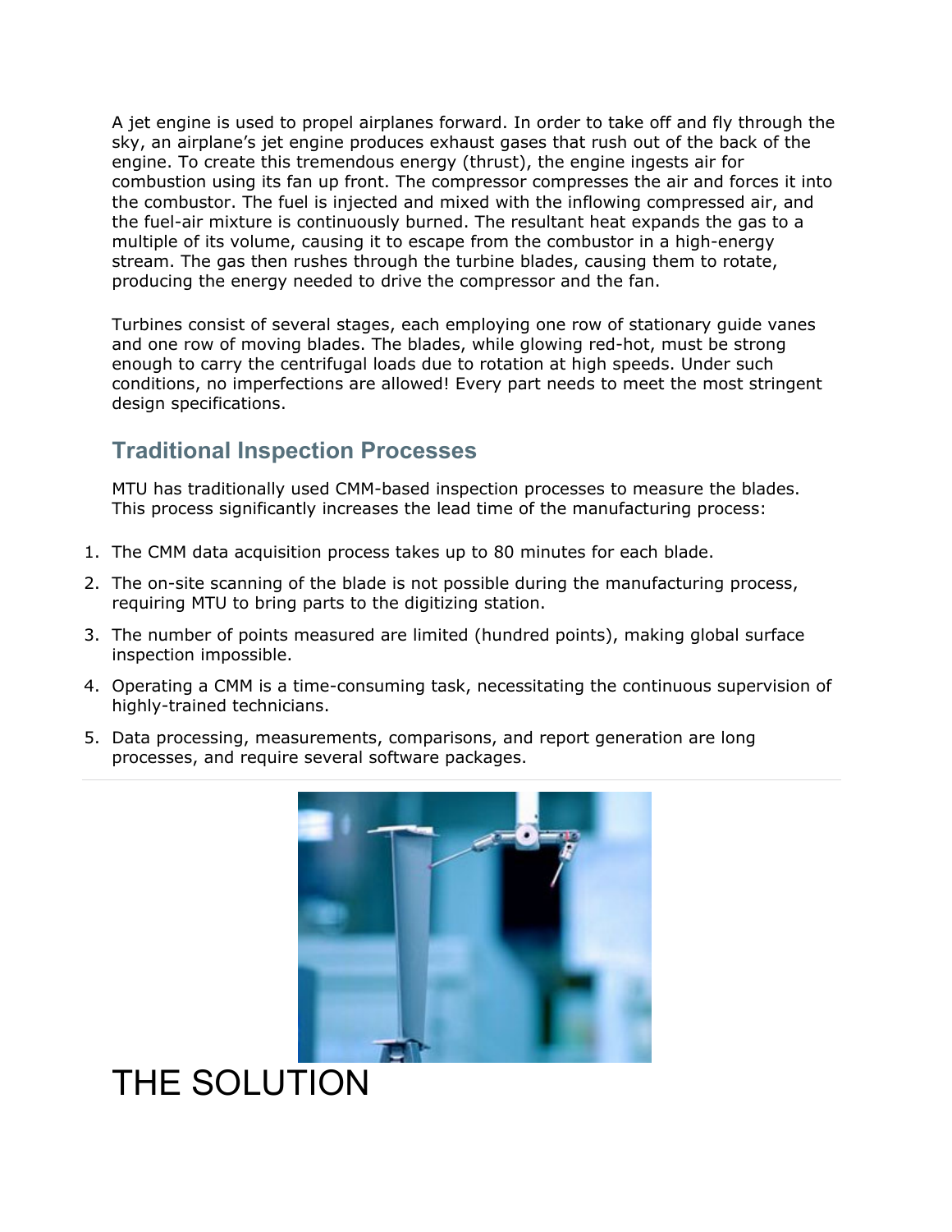A jet engine is used to propel airplanes forward. In order to take off and fly through the sky, an airplane's jet engine produces exhaust gases that rush out of the back of the engine. To create this tremendous energy (thrust), the engine ingests air for combustion using its fan up front. The compressor compresses the air and forces it into the combustor. The fuel is injected and mixed with the inflowing compressed air, and the fuel-air mixture is continuously burned. The resultant heat expands the gas to a multiple of its volume, causing it to escape from the combustor in a high-energy stream. The gas then rushes through the turbine blades, causing them to rotate, producing the energy needed to drive the compressor and the fan.

Turbines consist of several stages, each employing one row of stationary guide vanes and one row of moving blades. The blades, while glowing red-hot, must be strong enough to carry the centrifugal loads due to rotation at high speeds. Under such conditions, no imperfections are allowed! Every part needs to meet the most stringent design specifications.

## Traditional Inspection Processes

MTU has traditionally used CMM-based inspection processes to measure the blades. This process significantly increases the lead time of the manufacturing process:

1. The CMM data acquisition process takes up to 80 minutes for each blade.
2. The on-site scanning of the blade is not possible during the manufacturing process, requiring MTU to bring parts to the digitizing station.
3. The number of points measured are limited (hundred points), making global surface inspection impossible.
4. Operating a CMM is a time-consuming task, necessitating the continuous supervision of highly-trained technicians.
5. Data processing, measurements, comparisons, and report generation are long processes, and require several software packages.

---

# THE SOLUTION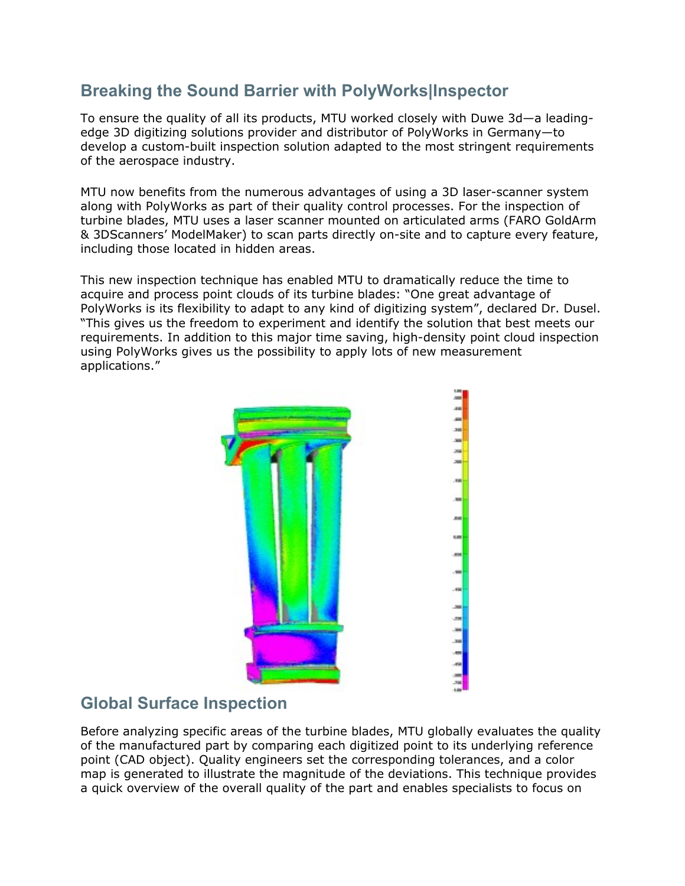## Breaking the Sound Barrier with PolyWorks|Inspector

To ensure the quality of all its products, MTU worked closely with Duwe 3d—a leading-edge 3D digitizing solutions provider and distributor of PolyWorks in Germany—to develop a custom-built inspection solution adapted to the most stringent requirements of the aerospace industry.

MTU now benefits from the numerous advantages of using a 3D laser-scanner system along with PolyWorks as part of their quality control processes. For the inspection of turbine blades, MTU uses a laser scanner mounted on articulated arms (FARO GoldArm & 3DScanners' ModelMaker) to scan parts directly on-site and to capture every feature, including those located in hidden areas.

This new inspection technique has enabled MTU to dramatically reduce the time to acquire and process point clouds of its turbine blades: "One great advantage of PolyWorks is its flexibility to adapt to any kind of digitizing system", declared Dr. Dusel. "This gives us the freedom to experiment and identify the solution that best meets our requirements. In addition to this major time saving, high-density point cloud inspection using PolyWorks gives us the possibility to apply lots of new measurement applications."

## Global Surface Inspection

Before analyzing specific areas of the turbine blades, MTU globally evaluates the quality of the manufactured part by comparing each digitized point to its underlying reference point (CAD object). Quality engineers set the corresponding tolerances, and a color map is generated to illustrate the magnitude of the deviations. This technique provides a quick overview of the overall quality of the part and enables specialists to focus on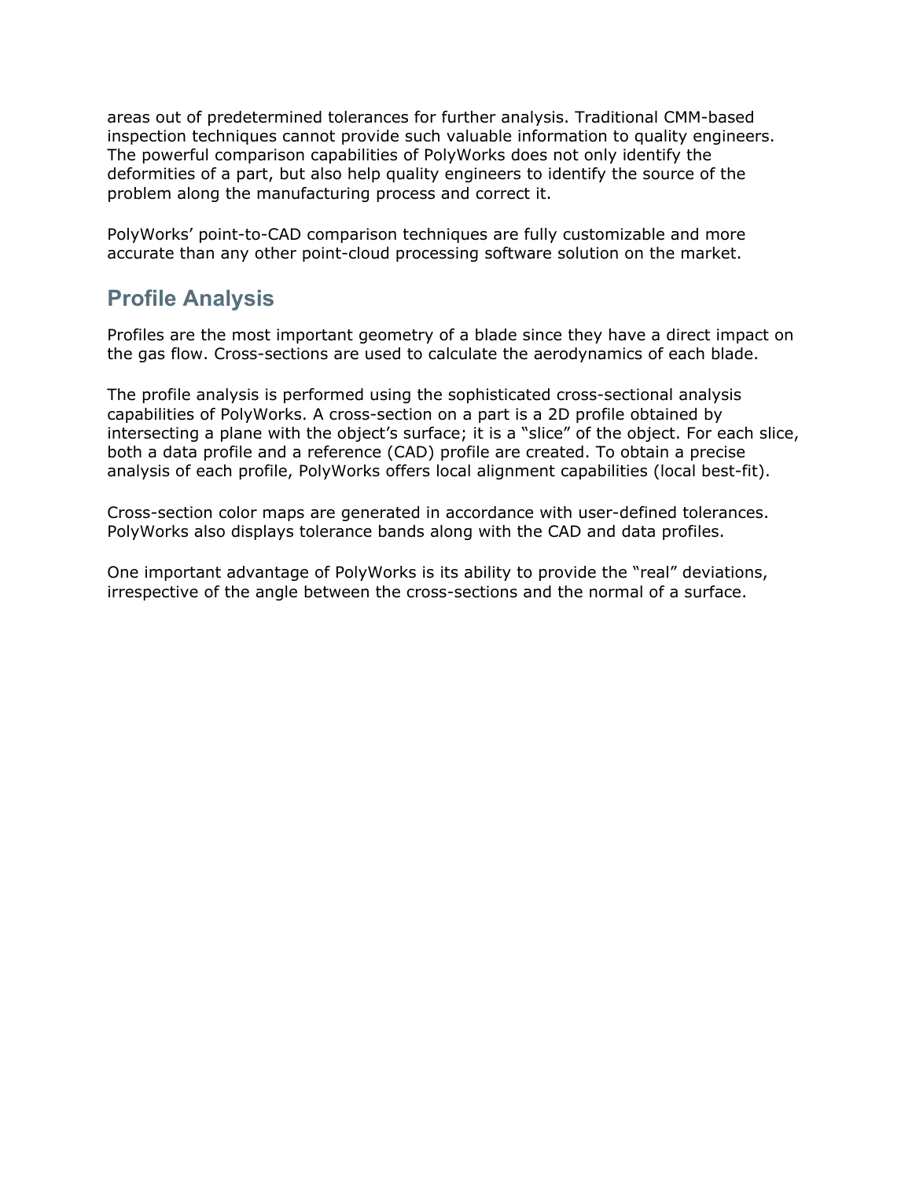areas out of predetermined tolerances for further analysis. Traditional CMM-based inspection techniques cannot provide such valuable information to quality engineers. The powerful comparison capabilities of PolyWorks does not only identify the deformities of a part, but also help quality engineers to identify the source of the problem along the manufacturing process and correct it.

PolyWorks' point-to-CAD comparison techniques are fully customizable and more accurate than any other point-cloud processing software solution on the market.

## Profile Analysis

Profiles are the most important geometry of a blade since they have a direct impact on the gas flow. Cross-sections are used to calculate the aerodynamics of each blade.

The profile analysis is performed using the sophisticated cross-sectional analysis capabilities of PolyWorks. A cross-section on a part is a 2D profile obtained by intersecting a plane with the object's surface; it is a "slice" of the object. For each slice, both a data profile and a reference (CAD) profile are created. To obtain a precise analysis of each profile, PolyWorks offers local alignment capabilities (local best-fit).

Cross-section color maps are generated in accordance with user-defined tolerances. PolyWorks also displays tolerance bands along with the CAD and data profiles.

One important advantage of PolyWorks is its ability to provide the "real" deviations, irrespective of the angle between the cross-sections and the normal of a surface.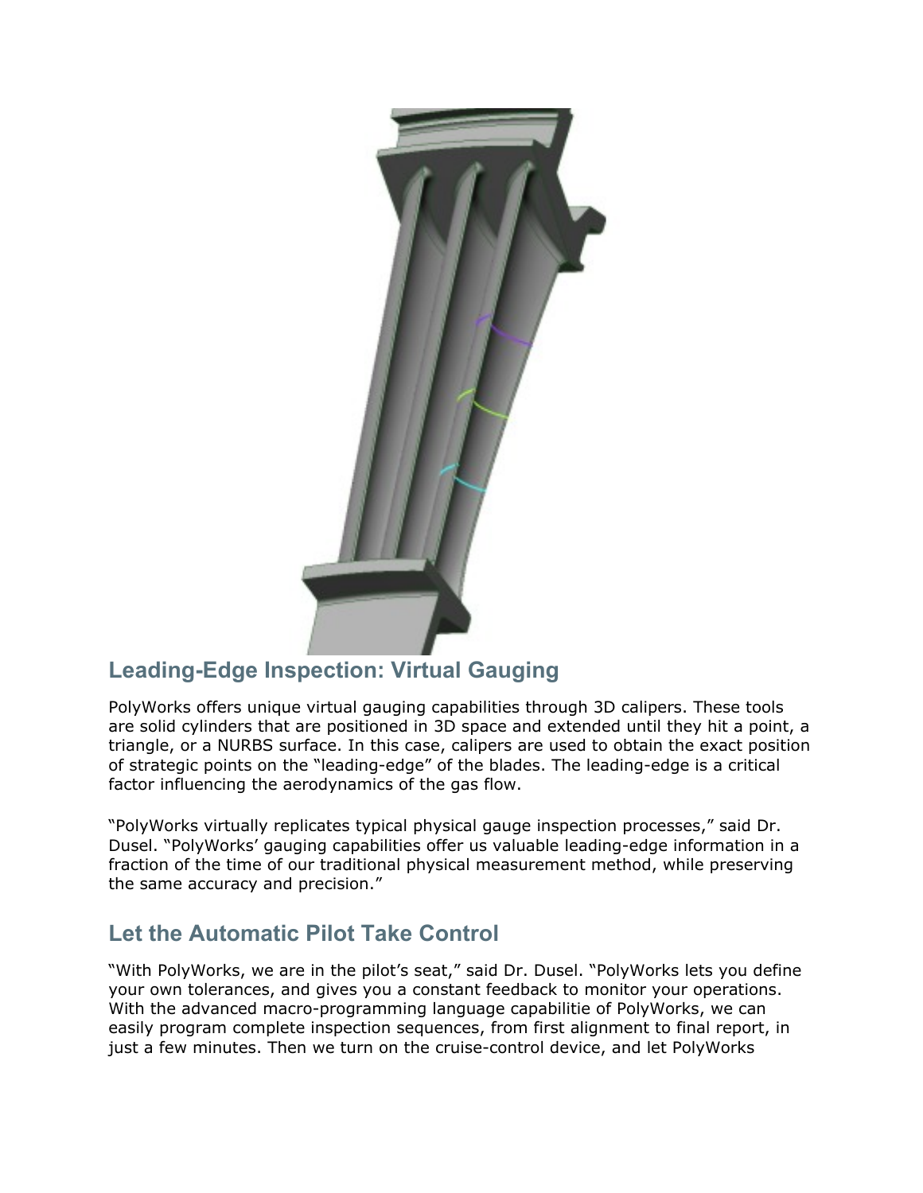## Leading-Edge Inspection: Virtual Gauging

PolyWorks offers unique virtual gauging capabilities through 3D calipers. These tools are solid cylinders that are positioned in 3D space and extended until they hit a point, a triangle, or a NURBS surface. In this case, calipers are used to obtain the exact position of strategic points on the "leading-edge" of the blades. The leading-edge is a critical factor influencing the aerodynamics of the gas flow.

"PolyWorks virtually replicates typical physical gauge inspection processes," said Dr. Dusel. "PolyWorks' gauging capabilities offer us valuable leading-edge information in a fraction of the time of our traditional physical measurement method, while preserving the same accuracy and precision."

## Let the Automatic Pilot Take Control

"With PolyWorks, we are in the pilot's seat," said Dr. Dusel. "PolyWorks lets you define your own tolerances, and gives you a constant feedback to monitor your operations. With the advanced macro-programming language capabilitie of PolyWorks, we can easily program complete inspection sequences, from first alignment to final report, in just a few minutes. Then we turn on the cruise-control device, and let PolyWorks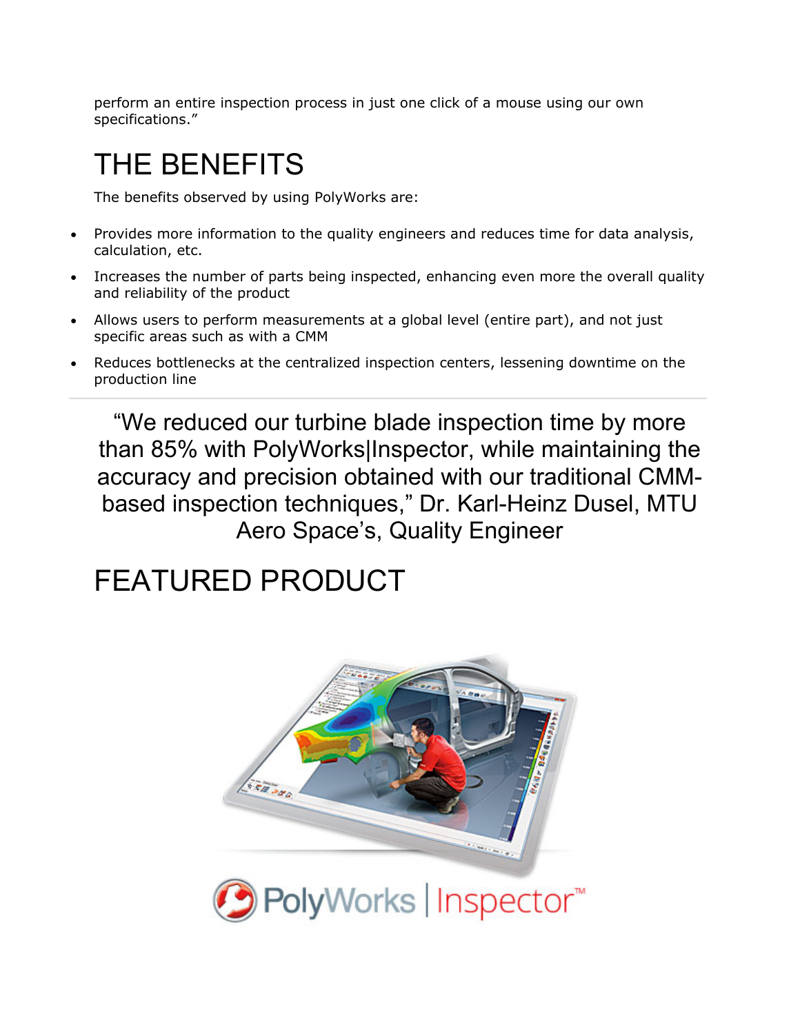perform an entire inspection process in just one click of a mouse using our own specifications."

# THE BENEFITS

The benefits observed by using PolyWorks are:

- Provides more information to the quality engineers and reduces time for data analysis, calculation, etc.
- Increases the number of parts being inspected, enhancing even more the overall quality and reliability of the product
- Allows users to perform measurements at a global level (entire part), and not just specific areas such as with a CMM
- Reduces bottlenecks at the centralized inspection centers, lessening downtime on the production line

---

> "We reduced our turbine blade inspection time by more than 85% with PolyWorks|Inspector, while maintaining the accuracy and precision obtained with our traditional CMM-based inspection techniques," Dr. Karl-Heinz Dusel, MTU Aero Space's, Quality Engineer

# FEATURED PRODUCT

PolyWorks | Inspector™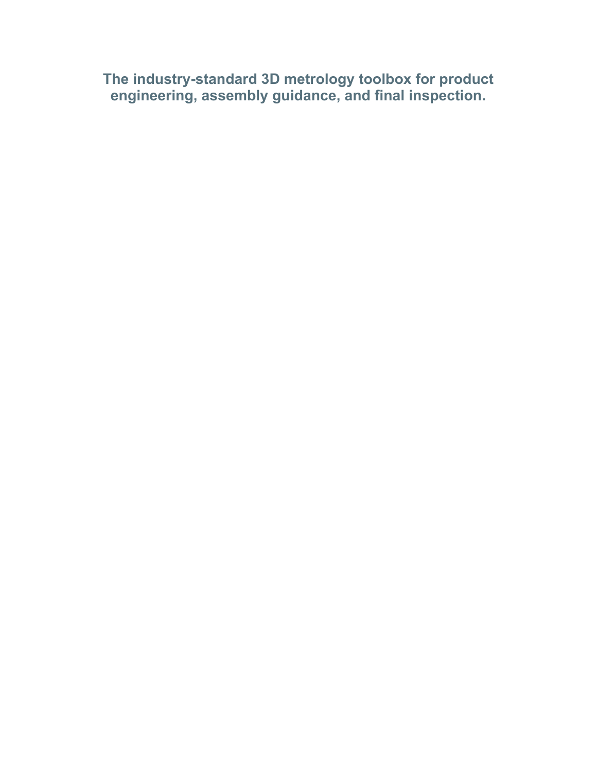**The industry-standard 3D metrology toolbox for product engineering, assembly guidance, and final inspection.**